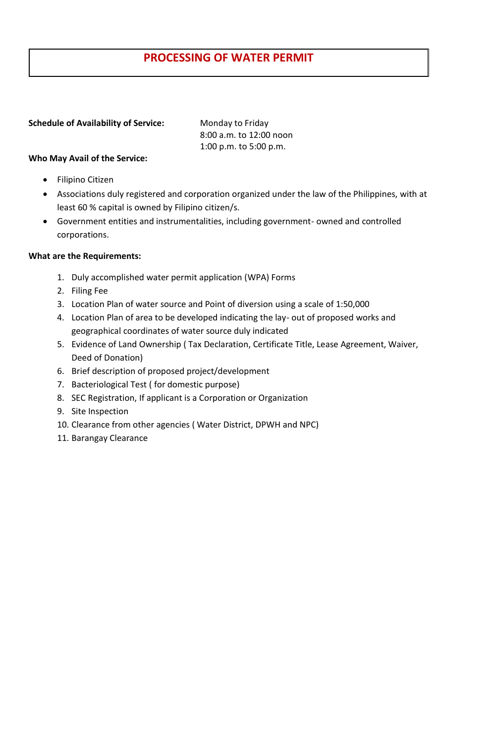# PROCESSING OF WATER PERMIT

**Schedule of Availability of Service:** Monday to Friday
8:00 a.m. to 12:00 noon
1:00 p.m. to 5:00 p.m.

**Who May Avail of the Service:**

- Filipino Citizen
- Associations duly registered and corporation organized under the law of the Philippines, with at least 60 % capital is owned by Filipino citizen/s.
- Government entities and instrumentalities, including government- owned and controlled corporations.

**What are the Requirements:**

1. Duly accomplished water permit application (WPA) Forms
2. Filing Fee
3. Location Plan of water source and Point of diversion using a scale of 1:50,000
4. Location Plan of area to be developed indicating the lay- out of proposed works and geographical coordinates of water source duly indicated
5. Evidence of Land Ownership ( Tax Declaration, Certificate Title, Lease Agreement, Waiver, Deed of Donation)
6. Brief description of proposed project/development
7. Bacteriological Test ( for domestic purpose)
8. SEC Registration, If applicant is a Corporation or Organization
9. Site Inspection
10. Clearance from other agencies ( Water District, DPWH and NPC)
11. Barangay Clearance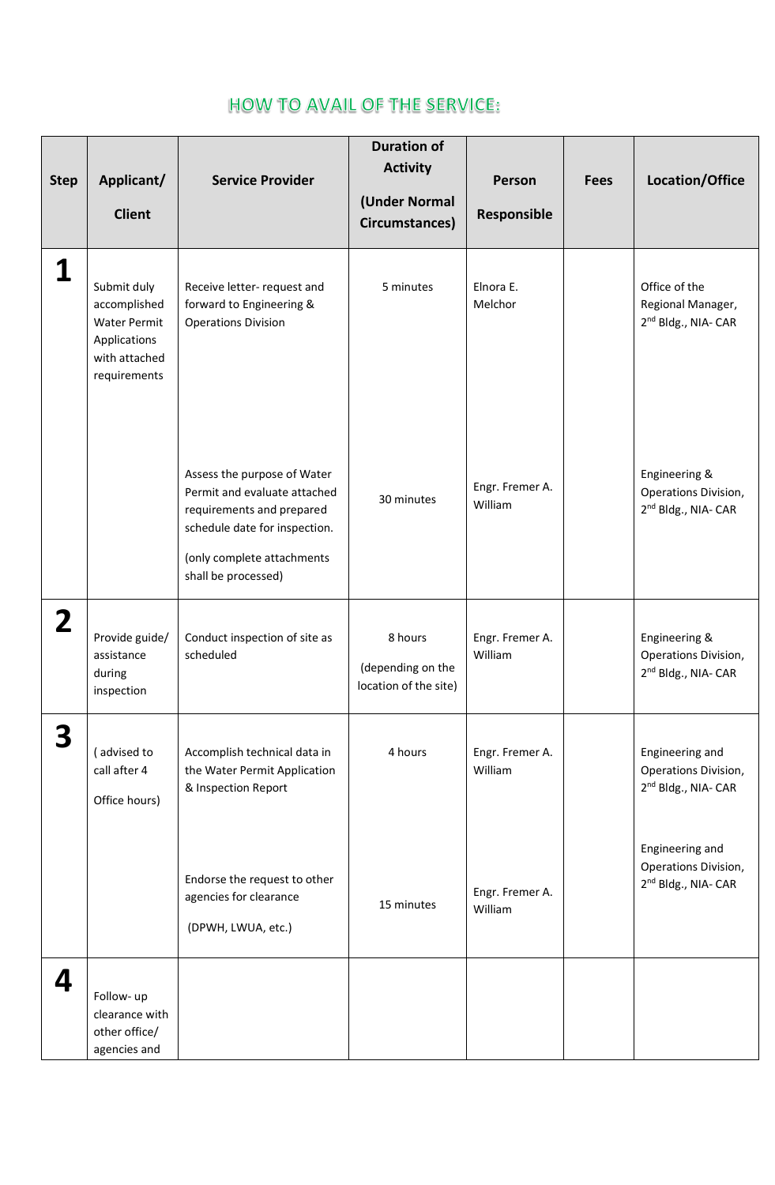## HOW TO AVAIL OF THE SERVICE:

| Step | Applicant/ Client | Service Provider | Duration of Activity (Under Normal Circumstances) | Person Responsible | Fees | Location/Office |
|---|---|---|---|---|---|---|
| 1 | Submit duly accomplished Water Permit Applications with attached requirements | Receive letter- request and forward to Engineering & Operations Division | 5 minutes | Elnora E. Melchor | | Office of the Regional Manager, 2nd Bldg., NIA- CAR |
| | | Assess the purpose of Water Permit and evaluate attached requirements and prepared schedule date for inspection. (only complete attachments shall be processed) | 30 minutes | Engr. Fremer A. William | | Engineering & Operations Division, 2nd Bldg., NIA- CAR |
| 2 | Provide guide/ assistance during inspection | Conduct inspection of site as scheduled | 8 hours (depending on the location of the site) | Engr. Fremer A. William | | Engineering & Operations Division, 2nd Bldg., NIA- CAR |
| 3 | ( advised to call after 4 Office hours) | Accomplish technical data in the Water Permit Application & Inspection Report | 4 hours | Engr. Fremer A. William | | Engineering and Operations Division, 2nd Bldg., NIA- CAR |
| | | Endorse the request to other agencies for clearance (DPWH, LWUA, etc.) | 15 minutes | Engr. Fremer A. William | | Engineering and Operations Division, 2nd Bldg., NIA- CAR |
| 4 | Follow- up clearance with other office/ agencies and | | | | | |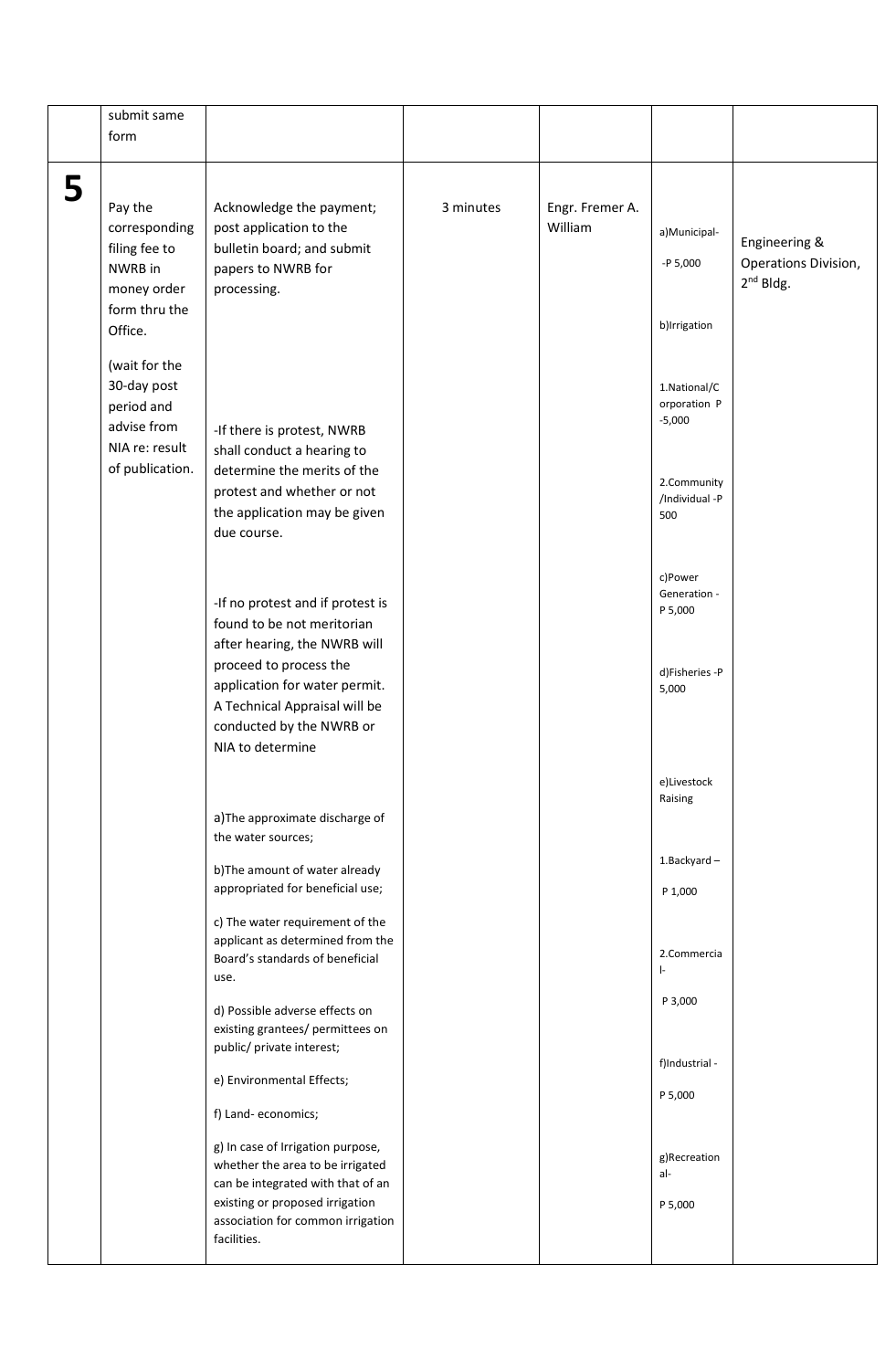|  |  |  |  |  |  |  |
|---|---|---|---|---|---|---|
|  | submit same form |  |  |  |  |  |
| **5** | Pay the corresponding filing fee to NWRB in money order form thru the Office.<br><br>(wait for the 30-day post period and advise from NIA re: result of publication. | Acknowledge the payment; post application to the bulletin board; and submit papers to NWRB for processing.<br><br>-If there is protest, NWRB shall conduct a hearing to determine the merits of the protest and whether or not the application may be given due course.<br><br>-If no protest and if protest is found to be not meritorian after hearing, the NWRB will proceed to process the application for water permit. A Technical Appraisal will be conducted by the NWRB or NIA to determine<br><br>a)The approximate discharge of the water sources;<br><br>b)The amount of water already appropriated for beneficial use;<br><br>c) The water requirement of the applicant as determined from the Board's standards of beneficial use.<br><br>d) Possible adverse effects on existing grantees/ permittees on public/ private interest;<br><br>e) Environmental Effects;<br><br>f) Land- economics;<br><br>g) In case of Irrigation purpose, whether the area to be irrigated can be integrated with that of an existing or proposed irrigation association for common irrigation facilities. | 3 minutes | Engr. Fremer A. William | a)Municipal- -P 5,000<br><br>b)Irrigation<br><br>1.National/Corporation P -5,000<br><br>2.Community /Individual -P 500<br><br>c)Power Generation - P 5,000<br><br>d)Fisheries -P 5,000<br><br>e)Livestock Raising<br><br>1.Backyard – P 1,000<br><br>2.Commercial- P 3,000<br><br>f)Industrial - P 5,000<br><br>g)Recreational- P 5,000 | Engineering & Operations Division, 2nd Bldg. |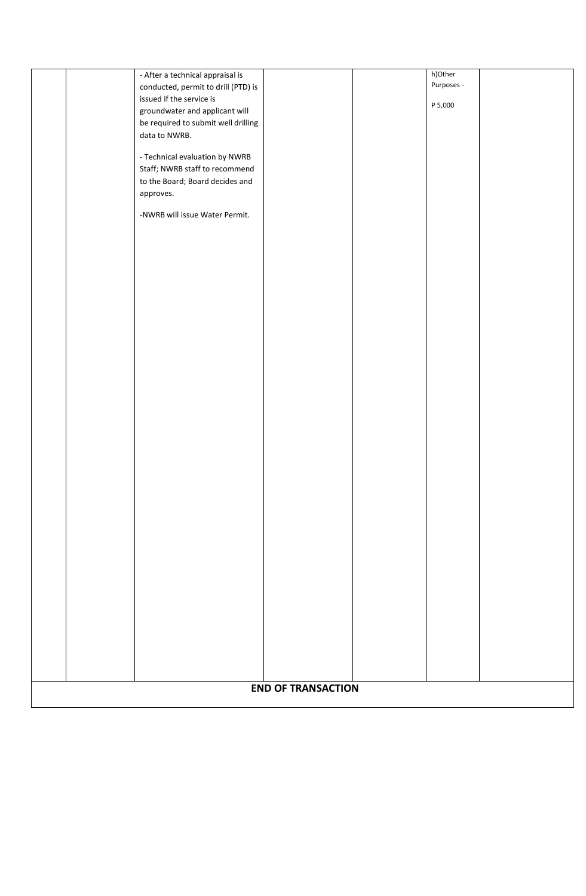| | | | | | | |
|---|---|---|---|---|---|---|
| | | - After a technical appraisal is conducted, permit to drill (PTD) is issued if the service is groundwater and applicant will be required to submit well drilling data to NWRB.<br><br>- Technical evaluation by NWRB Staff; NWRB staff to recommend to the Board; Board decides and approves.<br><br>-NWRB will issue Water Permit. | | | h)Other Purposes -<br><br>P 5,000 | |
| **END OF TRANSACTION** | | | | | | |